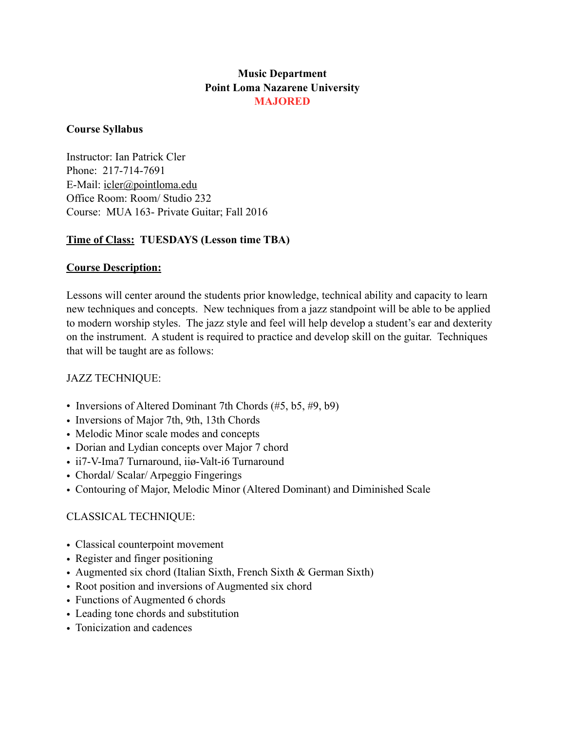**Music Department**
**Point Loma Nazarene University**
**MAJORED**

**Course Syllabus**

Instructor: Ian Patrick Cler
Phone: 217-714-7691
E-Mail: icler@pointloma.edu
Office Room: Room/ Studio 232
Course: MUA 163- Private Guitar; Fall 2016

**Time of Class: TUESDAYS (Lesson time TBA)**

**Course Description:**

Lessons will center around the students prior knowledge, technical ability and capacity to learn new techniques and concepts. New techniques from a jazz standpoint will be able to be applied to modern worship styles. The jazz style and feel will help develop a student's ear and dexterity on the instrument. A student is required to practice and develop skill on the guitar. Techniques that will be taught are as follows:

JAZZ TECHNIQUE:

- Inversions of Altered Dominant 7th Chords (#5, b5, #9, b9)
- Inversions of Major 7th, 9th, 13th Chords
- Melodic Minor scale modes and concepts
- Dorian and Lydian concepts over Major 7 chord
- ii7-V-Ima7 Turnaround, iiø-Valt-i6 Turnaround
- Chordal/ Scalar/ Arpeggio Fingerings
- Contouring of Major, Melodic Minor (Altered Dominant) and Diminished Scale

CLASSICAL TECHNIQUE:

- Classical counterpoint movement
- Register and finger positioning
- Augmented six chord (Italian Sixth, French Sixth & German Sixth)
- Root position and inversions of Augmented six chord
- Functions of Augmented 6 chords
- Leading tone chords and substitution
- Tonicization and cadences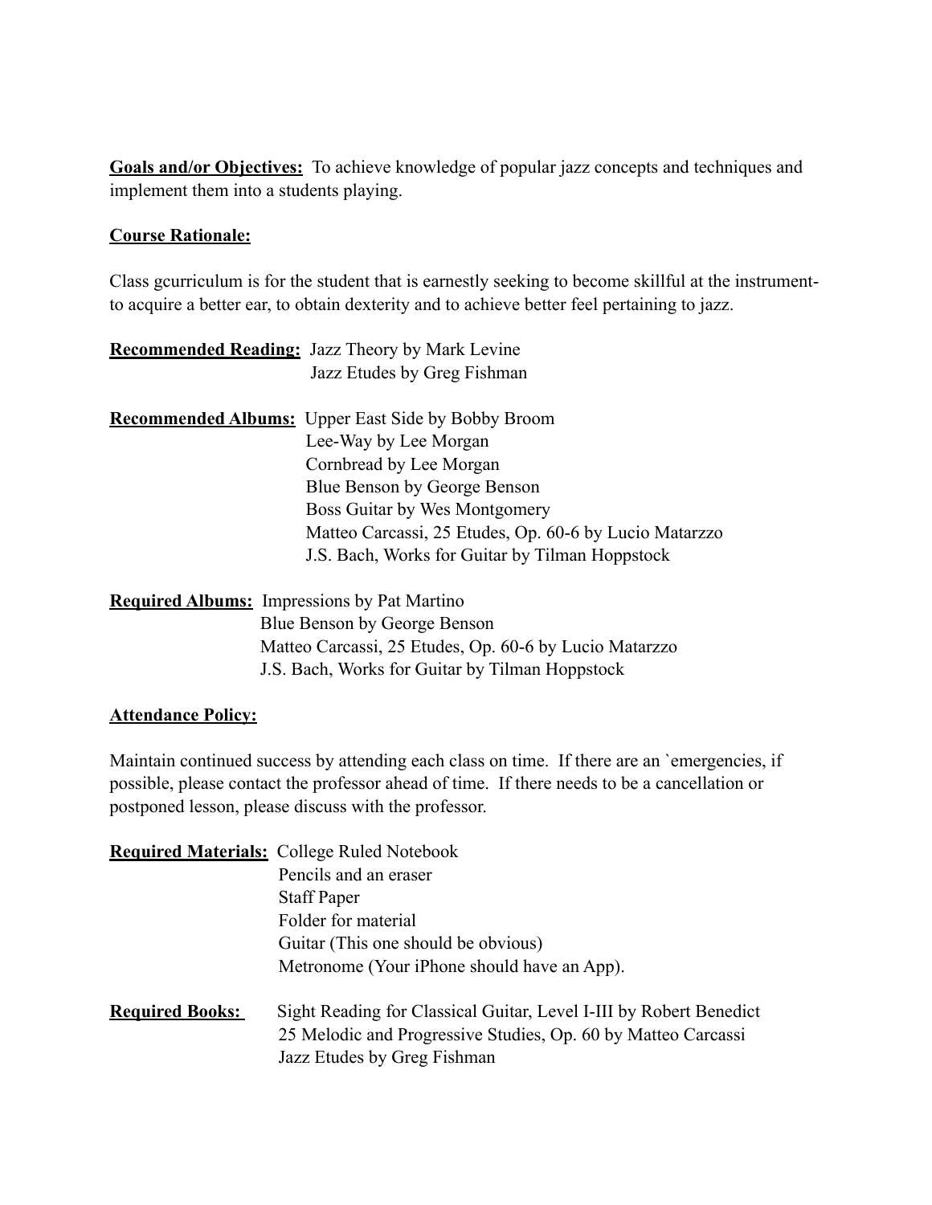**Goals and/or Objectives:** To achieve knowledge of popular jazz concepts and techniques and implement them into a students playing.

**Course Rationale:**

Class gcurriculum is for the student that is earnestly seeking to become skillful at the instrument- to acquire a better ear, to obtain dexterity and to achieve better feel pertaining to jazz.

**Recommended Reading:** Jazz Theory by Mark Levine
Jazz Etudes by Greg Fishman

**Recommended Albums:** Upper East Side by Bobby Broom
Lee-Way by Lee Morgan
Cornbread by Lee Morgan
Blue Benson by George Benson
Boss Guitar by Wes Montgomery
Matteo Carcassi, 25 Etudes, Op. 60-6 by Lucio Matarzzo
J.S. Bach, Works for Guitar by Tilman Hoppstock

**Required Albums:** Impressions by Pat Martino
Blue Benson by George Benson
Matteo Carcassi, 25 Etudes, Op. 60-6 by Lucio Matarzzo
J.S. Bach, Works for Guitar by Tilman Hoppstock

**Attendance Policy:**

Maintain continued success by attending each class on time. If there are an `emergencies, if possible, please contact the professor ahead of time. If there needs to be a cancellation or postponed lesson, please discuss with the professor.

**Required Materials:** College Ruled Notebook
Pencils and an eraser
Staff Paper
Folder for material
Guitar (This one should be obvious)
Metronome (Your iPhone should have an App).

**Required Books:** Sight Reading for Classical Guitar, Level I-III by Robert Benedict
25 Melodic and Progressive Studies, Op. 60 by Matteo Carcassi
Jazz Etudes by Greg Fishman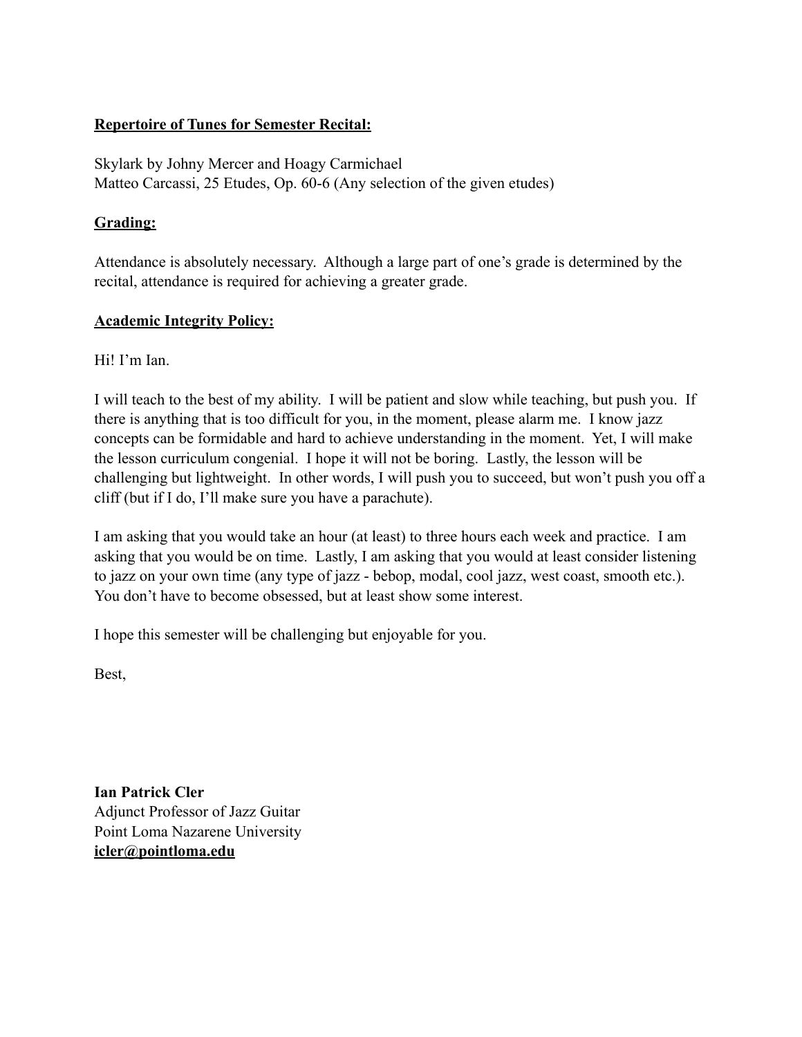**Repertoire of Tunes for Semester Recital:**

Skylark by Johny Mercer and Hoagy Carmichael
Matteo Carcassi, 25 Etudes, Op. 60-6 (Any selection of the given etudes)

**Grading:**

Attendance is absolutely necessary. Although a large part of one's grade is determined by the recital, attendance is required for achieving a greater grade.

**Academic Integrity Policy:**

Hi! I'm Ian.

I will teach to the best of my ability. I will be patient and slow while teaching, but push you. If there is anything that is too difficult for you, in the moment, please alarm me. I know jazz concepts can be formidable and hard to achieve understanding in the moment. Yet, I will make the lesson curriculum congenial. I hope it will not be boring. Lastly, the lesson will be challenging but lightweight. In other words, I will push you to succeed, but won't push you off a cliff (but if I do, I'll make sure you have a parachute).

I am asking that you would take an hour (at least) to three hours each week and practice. I am asking that you would be on time. Lastly, I am asking that you would at least consider listening to jazz on your own time (any type of jazz - bebop, modal, cool jazz, west coast, smooth etc.). You don't have to become obsessed, but at least show some interest.

I hope this semester will be challenging but enjoyable for you.

Best,

**Ian Patrick Cler**
Adjunct Professor of Jazz Guitar
Point Loma Nazarene University
**icler@pointloma.edu**